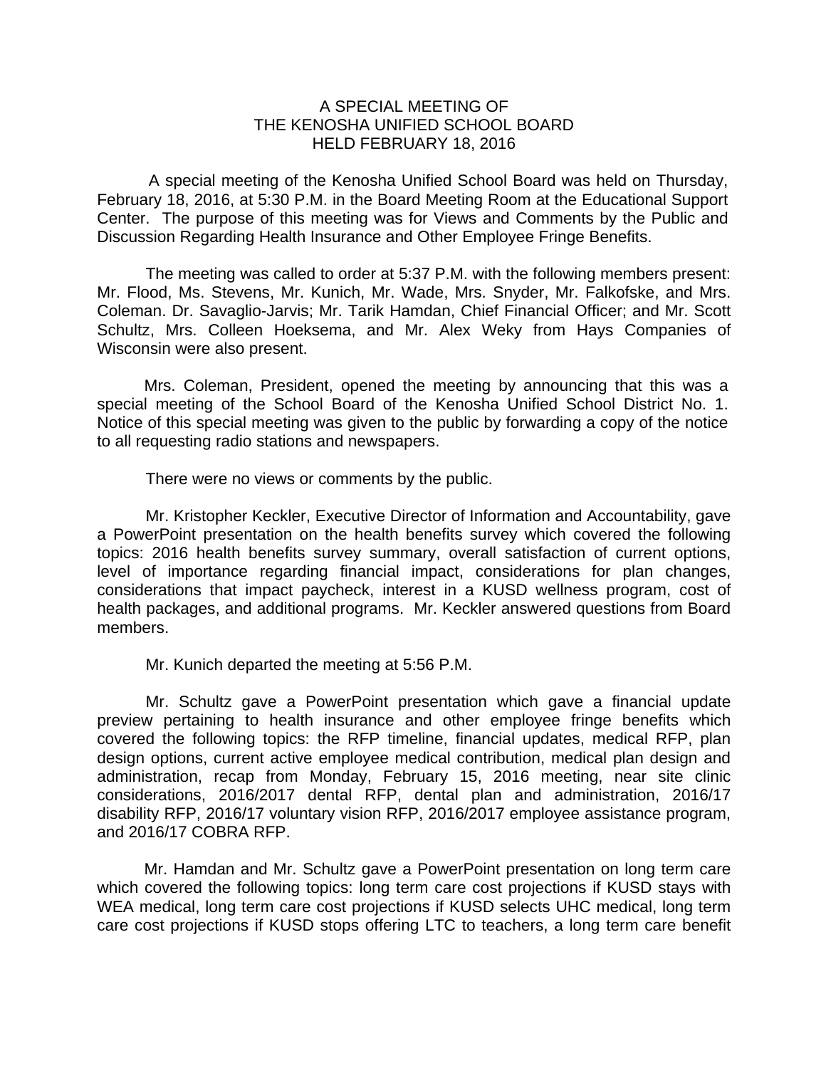# A SPECIAL MEETING OF
# THE KENOSHA UNIFIED SCHOOL BOARD
# HELD FEBRUARY 18, 2016

A special meeting of the Kenosha Unified School Board was held on Thursday, February 18, 2016, at 5:30 P.M. in the Board Meeting Room at the Educational Support Center. The purpose of this meeting was for Views and Comments by the Public and Discussion Regarding Health Insurance and Other Employee Fringe Benefits.

The meeting was called to order at 5:37 P.M. with the following members present: Mr. Flood, Ms. Stevens, Mr. Kunich, Mr. Wade, Mrs. Snyder, Mr. Falkofske, and Mrs. Coleman. Dr. Savaglio-Jarvis; Mr. Tarik Hamdan, Chief Financial Officer; and Mr. Scott Schultz, Mrs. Colleen Hoeksema, and Mr. Alex Weky from Hays Companies of Wisconsin were also present.

Mrs. Coleman, President, opened the meeting by announcing that this was a special meeting of the School Board of the Kenosha Unified School District No. 1. Notice of this special meeting was given to the public by forwarding a copy of the notice to all requesting radio stations and newspapers.

There were no views or comments by the public.

Mr. Kristopher Keckler, Executive Director of Information and Accountability, gave a PowerPoint presentation on the health benefits survey which covered the following topics: 2016 health benefits survey summary, overall satisfaction of current options, level of importance regarding financial impact, considerations for plan changes, considerations that impact paycheck, interest in a KUSD wellness program, cost of health packages, and additional programs. Mr. Keckler answered questions from Board members.

Mr. Kunich departed the meeting at 5:56 P.M.

Mr. Schultz gave a PowerPoint presentation which gave a financial update preview pertaining to health insurance and other employee fringe benefits which covered the following topics: the RFP timeline, financial updates, medical RFP, plan design options, current active employee medical contribution, medical plan design and administration, recap from Monday, February 15, 2016 meeting, near site clinic considerations, 2016/2017 dental RFP, dental plan and administration, 2016/17 disability RFP, 2016/17 voluntary vision RFP, 2016/2017 employee assistance program, and 2016/17 COBRA RFP.

Mr. Hamdan and Mr. Schultz gave a PowerPoint presentation on long term care which covered the following topics: long term care cost projections if KUSD stays with WEA medical, long term care cost projections if KUSD selects UHC medical, long term care cost projections if KUSD stops offering LTC to teachers, a long term care benefit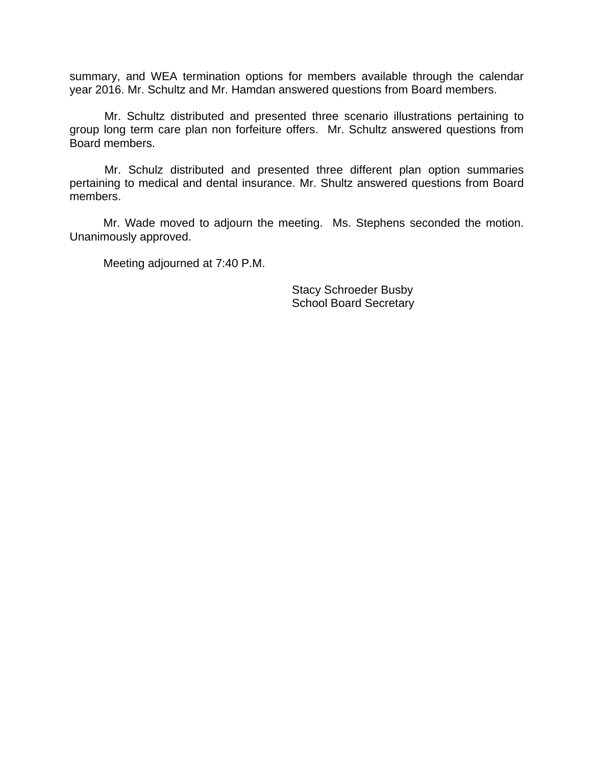summary, and WEA termination options for members available through the calendar year 2016. Mr. Schultz and Mr. Hamdan answered questions from Board members.

Mr. Schultz distributed and presented three scenario illustrations pertaining to group long term care plan non forfeiture offers. Mr. Schultz answered questions from Board members.

Mr. Schulz distributed and presented three different plan option summaries pertaining to medical and dental insurance. Mr. Shultz answered questions from Board members.

Mr. Wade moved to adjourn the meeting. Ms. Stephens seconded the motion. Unanimously approved.

Meeting adjourned at 7:40 P.M.

Stacy Schroeder Busby  
School Board Secretary